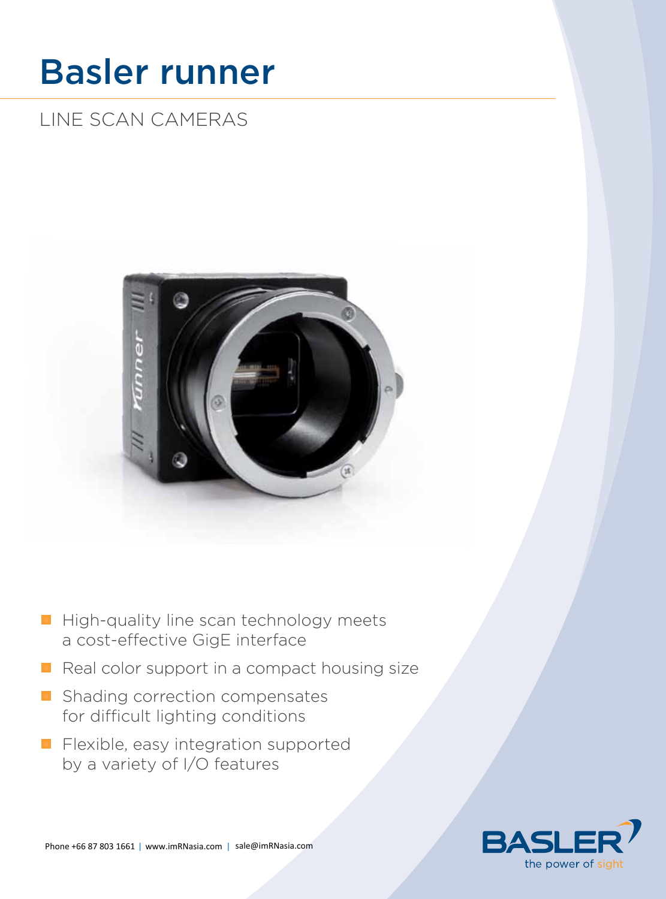# Basler runner

## LINE SCAN CAMERAS

- High-quality line scan technology meets a cost-effective GigE interface
- Real color support in a compact housing size
- Shading correction compensates for difficult lighting conditions
- Flexible, easy integration supported by a variety of I/O features

Phone +66 87 803 1661 | www.imRNasia.com | sale@imRNasia.com

BASLER the power of sight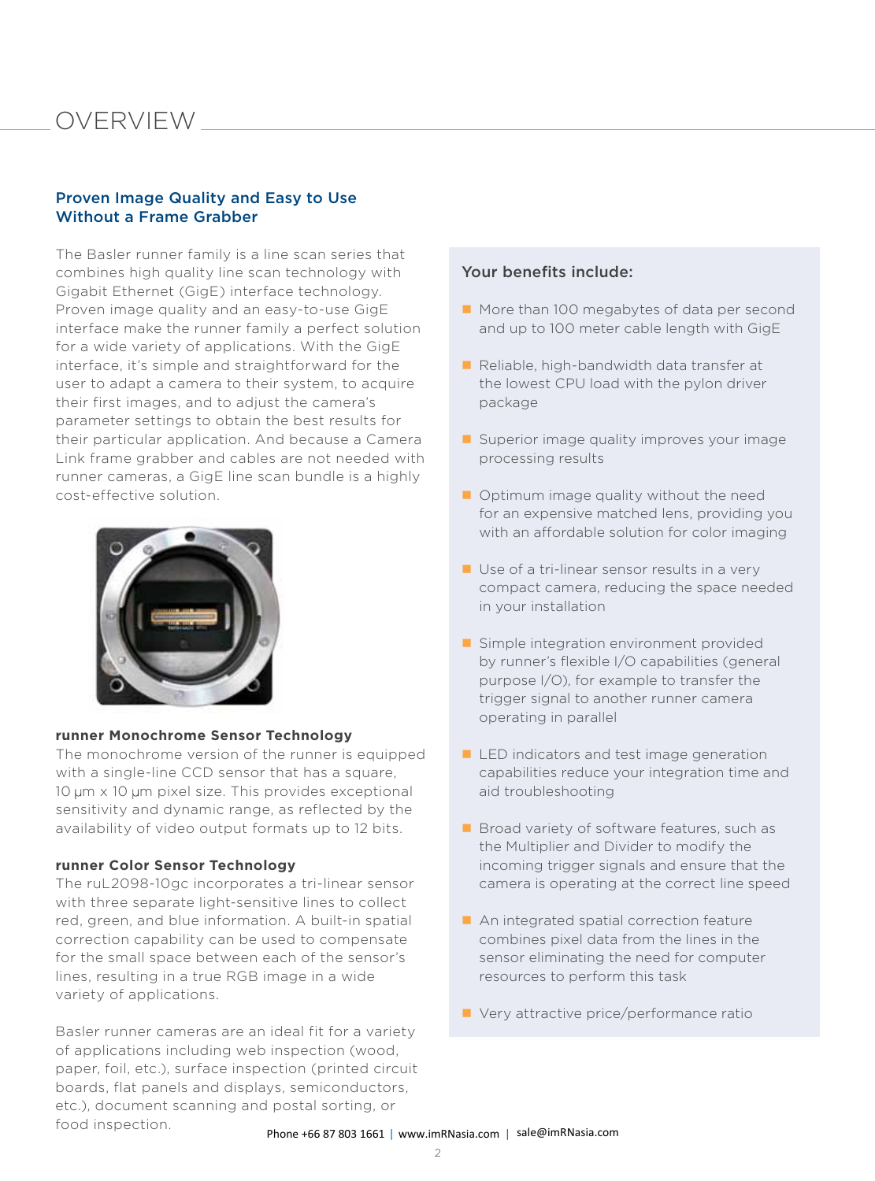# OVERVIEW

## Proven Image Quality and Easy to Use Without a Frame Grabber

The Basler runner family is a line scan series that combines high quality line scan technology with Gigabit Ethernet (GigE) interface technology. Proven image quality and an easy-to-use GigE interface make the runner family a perfect solution for a wide variety of applications. With the GigE interface, it's simple and straightforward for the user to adapt a camera to their system, to acquire their first images, and to adjust the camera's parameter settings to obtain the best results for their particular application. And because a Camera Link frame grabber and cables are not needed with runner cameras, a GigE line scan bundle is a highly cost-effective solution.

**runner Monochrome Sensor Technology**
The monochrome version of the runner is equipped with a single-line CCD sensor that has a square, 10 µm x 10 µm pixel size. This provides exceptional sensitivity and dynamic range, as reflected by the availability of video output formats up to 12 bits.

**runner Color Sensor Technology**
The ruL2098-10gc incorporates a tri-linear sensor with three separate light-sensitive lines to collect red, green, and blue information. A built-in spatial correction capability can be used to compensate for the small space between each of the sensor's lines, resulting in a true RGB image in a wide variety of applications.

Basler runner cameras are an ideal fit for a variety of applications including web inspection (wood, paper, foil, etc.), surface inspection (printed circuit boards, flat panels and displays, semiconductors, etc.), document scanning and postal sorting, or food inspection.

### Your benefits include:

- More than 100 megabytes of data per second and up to 100 meter cable length with GigE
- Reliable, high-bandwidth data transfer at the lowest CPU load with the pylon driver package
- Superior image quality improves your image processing results
- Optimum image quality without the need for an expensive matched lens, providing you with an affordable solution for color imaging
- Use of a tri-linear sensor results in a very compact camera, reducing the space needed in your installation
- Simple integration environment provided by runner's flexible I/O capabilities (general purpose I/O), for example to transfer the trigger signal to another runner camera operating in parallel
- LED indicators and test image generation capabilities reduce your integration time and aid troubleshooting
- Broad variety of software features, such as the Multiplier and Divider to modify the incoming trigger signals and ensure that the camera is operating at the correct line speed
- An integrated spatial correction feature combines pixel data from the lines in the sensor eliminating the need for computer resources to perform this task
- Very attractive price/performance ratio

Phone +66 87 803 1661 | www.imRNasia.com | sale@imRNasia.com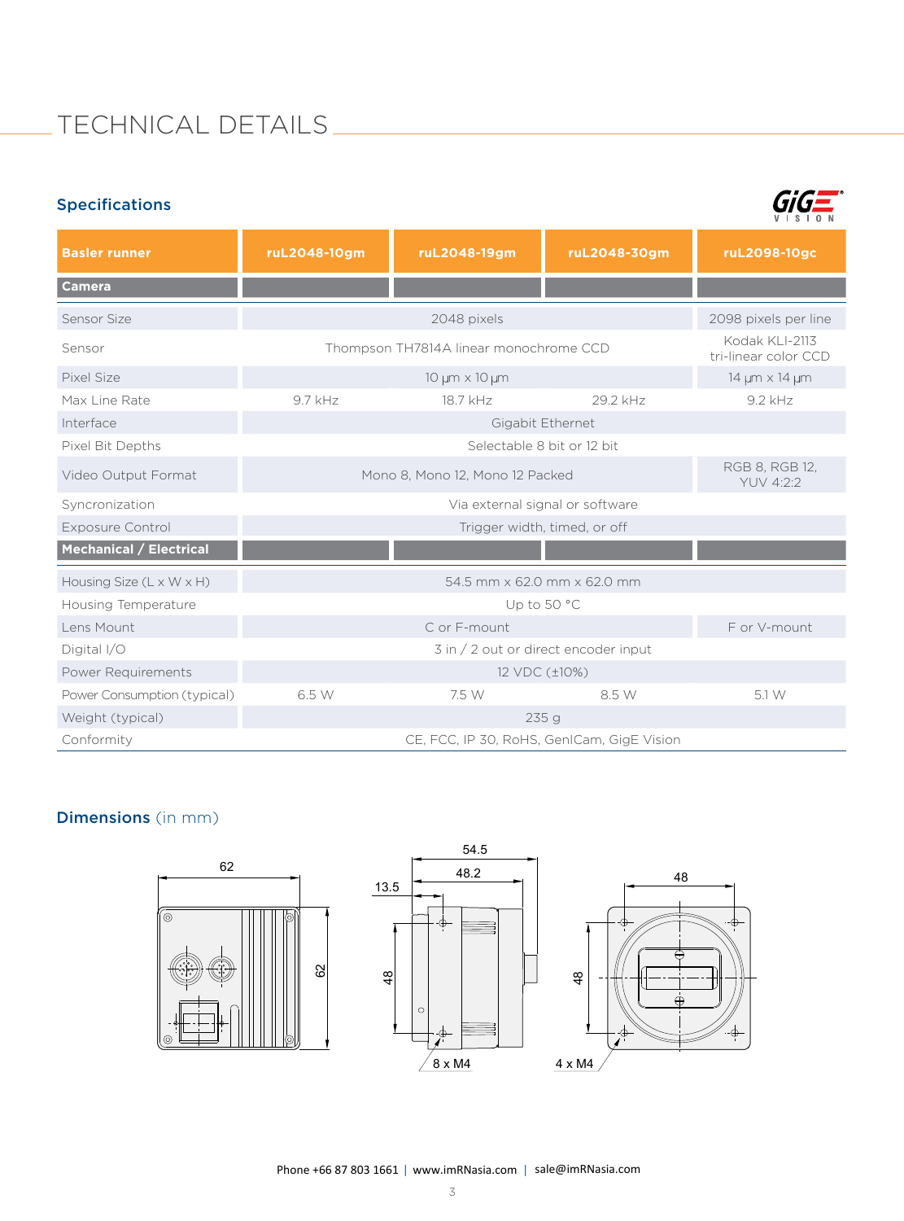# TECHNICAL DETAILS

## Specifications

| Basler runner | ruL2048-10gm | ruL2048-19gm | ruL2048-30gm | ruL2098-10gc |
|---|---|---|---|---|
| **Camera** | | | | |
| Sensor Size | 2048 pixels | | | 2098 pixels per line |
| Sensor | Thompson TH7814A linear monochrome CCD | | | Kodak KLI-2113 tri-linear color CCD |
| Pixel Size | 10 µm x 10 µm | | | 14 µm x 14 µm |
| Max Line Rate | 9.7 kHz | 18.7 kHz | 29.2 kHz | 9.2 kHz |
| Interface | Gigabit Ethernet | | | |
| Pixel Bit Depths | Selectable 8 bit or 12 bit | | | |
| Video Output Format | Mono 8, Mono 12, Mono 12 Packed | | | RGB 8, RGB 12, YUV 4:2:2 |
| Syncronization | Via external signal or software | | | |
| Exposure Control | Trigger width, timed, or off | | | |
| **Mechanical / Electrical** | | | | |
| Housing Size (L x W x H) | 54.5 mm x 62.0 mm x 62.0 mm | | | |
| Housing Temperature | Up to 50 °C | | | |
| Lens Mount | C or F-mount | | | F or V-mount |
| Digital I/O | 3 in / 2 out or direct encoder input | | | |
| Power Requirements | 12 VDC (±10%) | | | |
| Power Consumption (typical) | 6.5 W | 7.5 W | 8.5 W | 5.1 W |
| Weight (typical) | 235 g | | | |
| Conformity | CE, FCC, IP 30, RoHS, GenICam, GigE Vision | | | |

## Dimensions (in mm)

62, 62, 54.5, 48.2, 13.5, 48, 8 x M4, 48, 48, 4 x M4

Phone +66 87 803 1661 | www.imRNasia.com | sale@imRNasia.com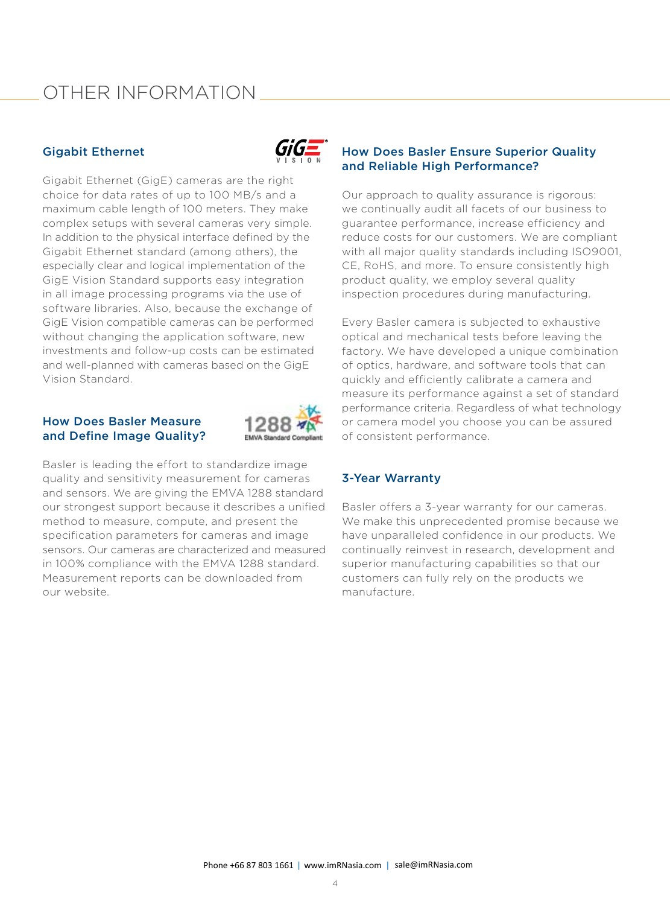# OTHER INFORMATION

## Gigabit Ethernet

Gigabit Ethernet (GigE) cameras are the right choice for data rates of up to 100 MB/s and a maximum cable length of 100 meters. They make complex setups with several cameras very simple. In addition to the physical interface defined by the Gigabit Ethernet standard (among others), the especially clear and logical implementation of the GigE Vision Standard supports easy integration in all image processing programs via the use of software libraries. Also, because the exchange of GigE Vision compatible cameras can be performed without changing the application software, new investments and follow-up costs can be estimated and well-planned with cameras based on the GigE Vision Standard.

## How Does Basler Measure and Define Image Quality?

Basler is leading the effort to standardize image quality and sensitivity measurement for cameras and sensors. We are giving the EMVA 1288 standard our strongest support because it describes a unified method to measure, compute, and present the specification parameters for cameras and image sensors. Our cameras are characterized and measured in 100% compliance with the EMVA 1288 standard. Measurement reports can be downloaded from our website.

## How Does Basler Ensure Superior Quality and Reliable High Performance?

Our approach to quality assurance is rigorous: we continually audit all facets of our business to guarantee performance, increase efficiency and reduce costs for our customers. We are compliant with all major quality standards including ISO9001, CE, RoHS, and more. To ensure consistently high product quality, we employ several quality inspection procedures during manufacturing.

Every Basler camera is subjected to exhaustive optical and mechanical tests before leaving the factory. We have developed a unique combination of optics, hardware, and software tools that can quickly and efficiently calibrate a camera and measure its performance against a set of standard performance criteria. Regardless of what technology or camera model you choose you can be assured of consistent performance.

## 3-Year Warranty

Basler offers a 3-year warranty for our cameras. We make this unprecedented promise because we have unparalleled confidence in our products. We continually reinvest in research, development and superior manufacturing capabilities so that our customers can fully rely on the products we manufacture.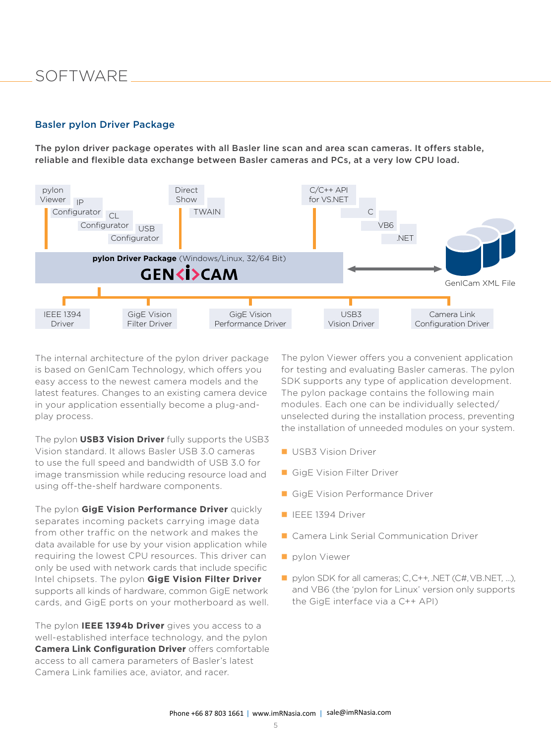# SOFTWARE

## Basler pylon Driver Package

**The pylon driver package operates with all Basler line scan and area scan cameras. It offers stable, reliable and flexible data exchange between Basler cameras and PCs, at a very low CPU load.**

pylon Viewer | IP Configurator | CL Configurator | USB Configurator | Direct Show | TWAIN | C/C++ API for VS.NET | C | VB6 | .NET

**pylon Driver Package** (Windows/Linux, 32/64 Bit)

GEN<i>CAM

GenICam XML File

IEEE 1394 Driver | GigE Vision Filter Driver | GigE Vision Performance Driver | USB3 Vision Driver | Camera Link Configuration Driver

The internal architecture of the pylon driver package is based on GenICam Technology, which offers you easy access to the newest camera models and the latest features. Changes to an existing camera device in your application essentially become a plug-and-play process.

The pylon **USB3 Vision Driver** fully supports the USB3 Vision standard. It allows Basler USB 3.0 cameras to use the full speed and bandwidth of USB 3.0 for image transmission while reducing resource load and using off-the-shelf hardware components.

The pylon **GigE Vision Performance Driver** quickly separates incoming packets carrying image data from other traffic on the network and makes the data available for use by your vision application while requiring the lowest CPU resources. This driver can only be used with network cards that include specific Intel chipsets. The pylon **GigE Vision Filter Driver** supports all kinds of hardware, common GigE network cards, and GigE ports on your motherboard as well.

The pylon **IEEE 1394b Driver** gives you access to a well-established interface technology, and the pylon **Camera Link Configuration Driver** offers comfortable access to all camera parameters of Basler's latest Camera Link families ace, aviator, and racer.

The pylon Viewer offers you a convenient application for testing and evaluating Basler cameras. The pylon SDK supports any type of application development. The pylon package contains the following main modules. Each one can be individually selected/unselected during the installation process, preventing the installation of unneeded modules on your system.

- USB3 Vision Driver
- GigE Vision Filter Driver
- GigE Vision Performance Driver
- IEEE 1394 Driver
- Camera Link Serial Communication Driver
- pylon Viewer
- pylon SDK for all cameras; C, C++, .NET (C#, VB.NET, ...), and VB6 (the 'pylon for Linux' version only supports the GigE interface via a C++ API)

Phone +66 87 803 1661 | www.imRNasia.com | sale@imRNasia.com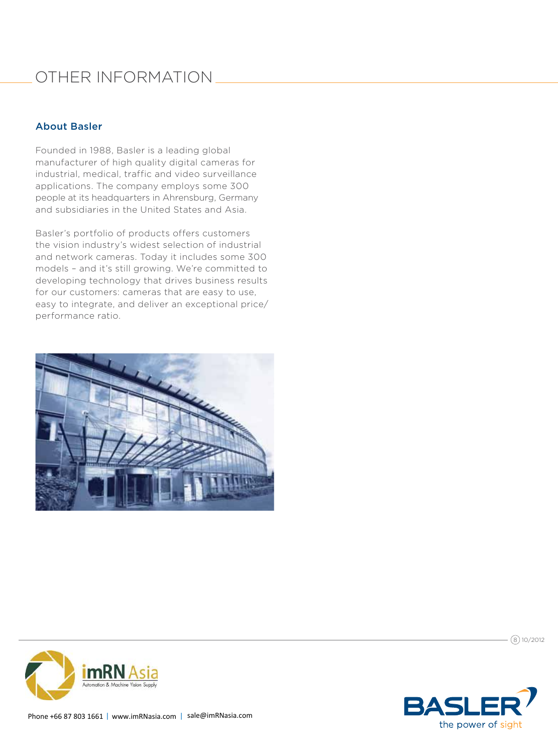# OTHER INFORMATION

## About Basler

Founded in 1988, Basler is a leading global manufacturer of high quality digital cameras for industrial, medical, traffic and video surveillance applications. The company employs some 300 people at its headquarters in Ahrensburg, Germany and subsidiaries in the United States and Asia.

Basler's portfolio of products offers customers the vision industry's widest selection of industrial and network cameras. Today it includes some 300 models – and it's still growing. We're committed to developing technology that drives business results for our customers: cameras that are easy to use, easy to integrate, and deliver an exceptional price/ performance ratio.

10/2012

imRN Asia
Automation & Machine Vision Supply

Phone +66 87 803 1661 | www.imRNasia.com | sale@imRNasia.com

BASLER
the power of sight